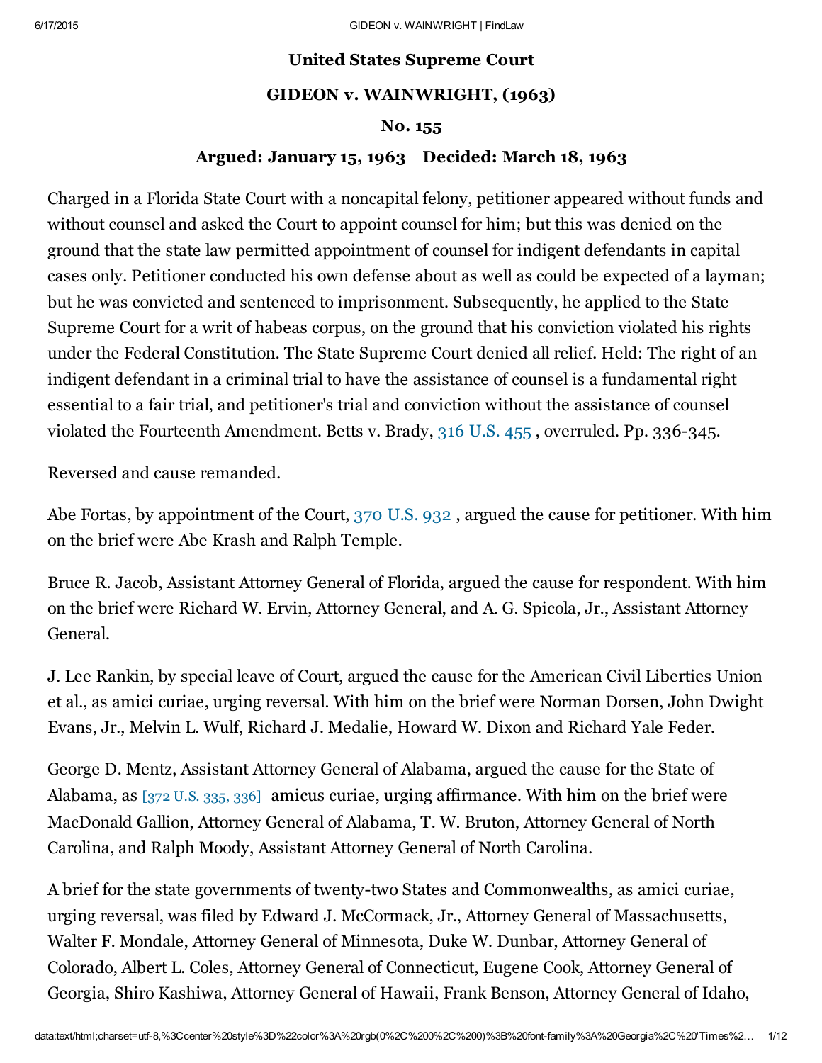# United States Supreme Court

## GIDEON v. WAINWRIGHT, (1963)

### No. 155

### Argued: January 15, 1963 Decided: March 18, 1963

Charged in a Florida State Court with a noncapital felony, petitioner appeared without funds and without counsel and asked the Court to appoint counsel for him; but this was denied on the ground that the state law permitted appointment of counsel for indigent defendants in capital cases only. Petitioner conducted his own defense about as well as could be expected of a layman; but he was convicted and sentenced to imprisonment. Subsequently, he applied to the State Supreme Court for a writ of habeas corpus, on the ground that his conviction violated his rights under the Federal Constitution. The State Supreme Court denied all relief. Held: The right of an indigent defendant in a criminal trial to have the assistance of counsel is a fundamental right essential to a fair trial, and petitioner's trial and conviction without the assistance of counsel violated the Fourteenth Amendment. Betts v. Brady, 316 U.S. 455 , overruled. Pp. 336-345.

Reversed and cause remanded.

Abe Fortas, by appointment of the Court, 370 U.S. 932 , argued the cause for petitioner. With him on the brief were Abe Krash and Ralph Temple.

Bruce R. Jacob, Assistant Attorney General of Florida, argued the cause for respondent. With him on the brief were Richard W. Ervin, Attorney General, and A. G. Spicola, Jr., Assistant Attorney General.

J. Lee Rankin, by special leave of Court, argued the cause for the American Civil Liberties Union et al., as amici curiae, urging reversal. With him on the brief were Norman Dorsen, John Dwight Evans, Jr., Melvin L. Wulf, Richard J. Medalie, Howard W. Dixon and Richard Yale Feder.

George D. Mentz, Assistant Attorney General of Alabama, argued the cause for the State of Alabama, as [372 U.S. 335, 336] amicus curiae, urging affirmance. With him on the brief were MacDonald Gallion, Attorney General of Alabama, T. W. Bruton, Attorney General of North Carolina, and Ralph Moody, Assistant Attorney General of North Carolina.

A brief for the state governments of twenty-two States and Commonwealths, as amici curiae, urging reversal, was filed by Edward J. McCormack, Jr., Attorney General of Massachusetts, Walter F. Mondale, Attorney General of Minnesota, Duke W. Dunbar, Attorney General of Colorado, Albert L. Coles, Attorney General of Connecticut, Eugene Cook, Attorney General of Georgia, Shiro Kashiwa, Attorney General of Hawaii, Frank Benson, Attorney General of Idaho,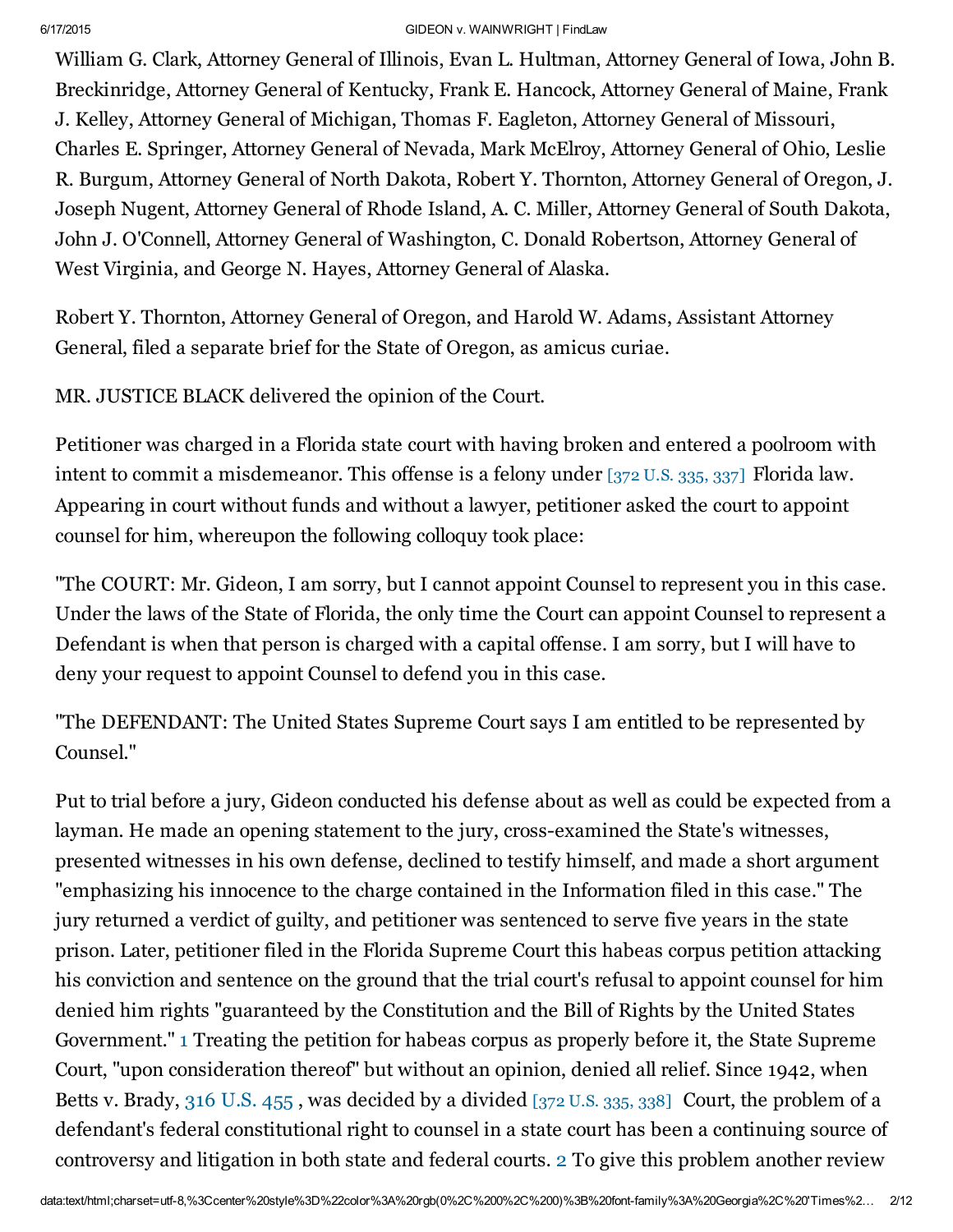William G. Clark, Attorney General of Illinois, Evan L. Hultman, Attorney General of Iowa, John B. Breckinridge, Attorney General of Kentucky, Frank E. Hancock, Attorney General of Maine, Frank J. Kelley, Attorney General of Michigan, Thomas F. Eagleton, Attorney General of Missouri, Charles E. Springer, Attorney General of Nevada, Mark McElroy, Attorney General of Ohio, Leslie R. Burgum, Attorney General of North Dakota, Robert Y. Thornton, Attorney General of Oregon, J. Joseph Nugent, Attorney General of Rhode Island, A. C. Miller, Attorney General of South Dakota, John J. O'Connell, Attorney General of Washington, C. Donald Robertson, Attorney General of West Virginia, and George N. Hayes, Attorney General of Alaska.

Robert Y. Thornton, Attorney General of Oregon, and Harold W. Adams, Assistant Attorney General, filed a separate brief for the State of Oregon, as amicus curiae.

MR. JUSTICE BLACK delivered the opinion of the Court.

Petitioner was charged in a Florida state court with having broken and entered a poolroom with intent to commit a misdemeanor. This offense is a felony under [372 U.S. 335, 337] Florida law. Appearing in court without funds and without a lawyer, petitioner asked the court to appoint counsel for him, whereupon the following colloquy took place:

"The COURT: Mr. Gideon, I am sorry, but I cannot appoint Counsel to represent you in this case. Under the laws of the State of Florida, the only time the Court can appoint Counsel to represent a Defendant is when that person is charged with a capital offense. I am sorry, but I will have to deny your request to appoint Counsel to defend you in this case.

"The DEFENDANT: The United States Supreme Court says I am entitled to be represented by Counsel."

Put to trial before a jury, Gideon conducted his defense about as well as could be expected from a layman. He made an opening statement to the jury, cross-examined the State's witnesses, presented witnesses in his own defense, declined to testify himself, and made a short argument "emphasizing his innocence to the charge contained in the Information filed in this case." The jury returned a verdict of guilty, and petitioner was sentenced to serve five years in the state prison. Later, petitioner filed in the Florida Supreme Court this habeas corpus petition attacking his conviction and sentence on the ground that the trial court's refusal to appoint counsel for him denied him rights "guaranteed by the Constitution and the Bill of Rights by the United States Government." [1] Treating the petition for habeas corpus as properly before it, the State Supreme Court, "upon consideration thereof" but without an opinion, denied all relief. Since 1942, when Betts v. Brady, 316 U.S. 455, was decided by a divided [372 U.S. 335, 338] Court, the problem of a defendant's federal constitutional right to counsel in a state court has been a continuing source of controversy and litigation in both state and federal courts. [2] To give this problem another review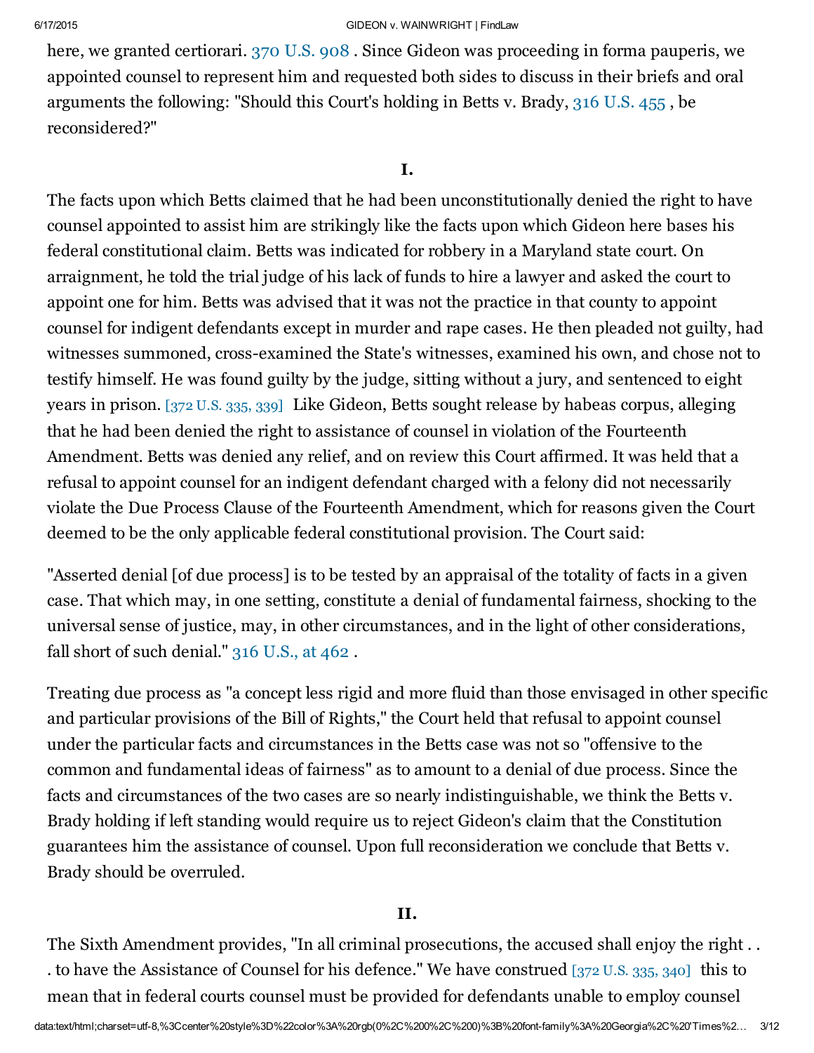here, we granted certiorari. 370 U.S. 908 . Since Gideon was proceeding in forma pauperis, we appointed counsel to represent him and requested both sides to discuss in their briefs and oral arguments the following: "Should this Court's holding in Betts v. Brady, 316 U.S. 455 , be reconsidered?"

## I.

The facts upon which Betts claimed that he had been unconstitutionally denied the right to have counsel appointed to assist him are strikingly like the facts upon which Gideon here bases his federal constitutional claim. Betts was indicated for robbery in a Maryland state court. On arraignment, he told the trial judge of his lack of funds to hire a lawyer and asked the court to appoint one for him. Betts was advised that it was not the practice in that county to appoint counsel for indigent defendants except in murder and rape cases. He then pleaded not guilty, had witnesses summoned, cross-examined the State's witnesses, examined his own, and chose not to testify himself. He was found guilty by the judge, sitting without a jury, and sentenced to eight years in prison. [372 U.S. 335, 339] Like Gideon, Betts sought release by habeas corpus, alleging that he had been denied the right to assistance of counsel in violation of the Fourteenth Amendment. Betts was denied any relief, and on review this Court affirmed. It was held that a refusal to appoint counsel for an indigent defendant charged with a felony did not necessarily violate the Due Process Clause of the Fourteenth Amendment, which for reasons given the Court deemed to be the only applicable federal constitutional provision. The Court said:

"Asserted denial [of due process] is to be tested by an appraisal of the totality of facts in a given case. That which may, in one setting, constitute a denial of fundamental fairness, shocking to the universal sense of justice, may, in other circumstances, and in the light of other considerations, fall short of such denial." 316 U.S., at 462 .

Treating due process as "a concept less rigid and more fluid than those envisaged in other specific and particular provisions of the Bill of Rights," the Court held that refusal to appoint counsel under the particular facts and circumstances in the Betts case was not so "offensive to the common and fundamental ideas of fairness" as to amount to a denial of due process. Since the facts and circumstances of the two cases are so nearly indistinguishable, we think the Betts v. Brady holding if left standing would require us to reject Gideon's claim that the Constitution guarantees him the assistance of counsel. Upon full reconsideration we conclude that Betts v. Brady should be overruled.

## II.

The Sixth Amendment provides, "In all criminal prosecutions, the accused shall enjoy the right . . . to have the Assistance of Counsel for his defence." We have construed [372 U.S. 335, 340] this to mean that in federal courts counsel must be provided for defendants unable to employ counsel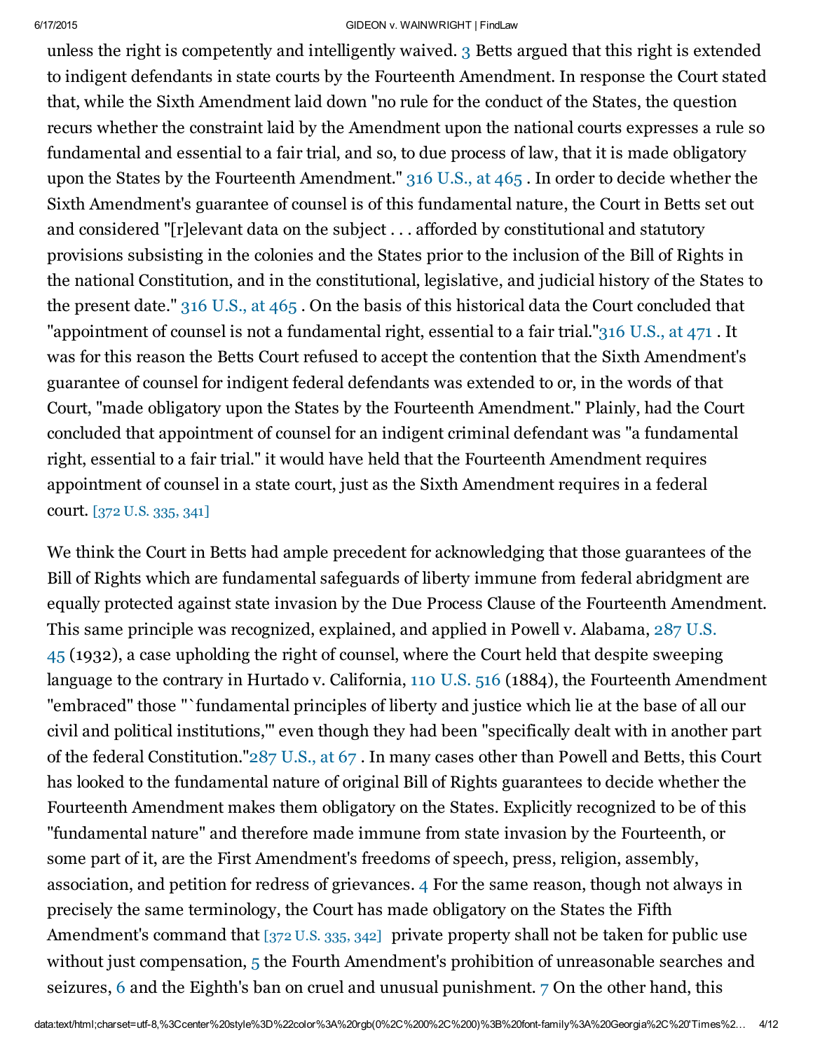unless the right is competently and intelligently waived. 3 Betts argued that this right is extended to indigent defendants in state courts by the Fourteenth Amendment. In response the Court stated that, while the Sixth Amendment laid down "no rule for the conduct of the States, the question recurs whether the constraint laid by the Amendment upon the national courts expresses a rule so fundamental and essential to a fair trial, and so, to due process of law, that it is made obligatory upon the States by the Fourteenth Amendment." 316 U.S., at 465 . In order to decide whether the Sixth Amendment's guarantee of counsel is of this fundamental nature, the Court in Betts set out and considered "[r]elevant data on the subject . . . afforded by constitutional and statutory provisions subsisting in the colonies and the States prior to the inclusion of the Bill of Rights in the national Constitution, and in the constitutional, legislative, and judicial history of the States to the present date." 316 U.S., at 465 . On the basis of this historical data the Court concluded that "appointment of counsel is not a fundamental right, essential to a fair trial."316 U.S., at 471 . It was for this reason the Betts Court refused to accept the contention that the Sixth Amendment's guarantee of counsel for indigent federal defendants was extended to or, in the words of that Court, "made obligatory upon the States by the Fourteenth Amendment." Plainly, had the Court concluded that appointment of counsel for an indigent criminal defendant was "a fundamental right, essential to a fair trial." it would have held that the Fourteenth Amendment requires appointment of counsel in a state court, just as the Sixth Amendment requires in a federal court. [372 U.S. 335, 341]

We think the Court in Betts had ample precedent for acknowledging that those guarantees of the Bill of Rights which are fundamental safeguards of liberty immune from federal abridgment are equally protected against state invasion by the Due Process Clause of the Fourteenth Amendment. This same principle was recognized, explained, and applied in Powell v. Alabama, 287 U.S. 45 (1932), a case upholding the right of counsel, where the Court held that despite sweeping language to the contrary in Hurtado v. California, 110 U.S. 516 (1884), the Fourteenth Amendment "embraced" those "`fundamental principles of liberty and justice which lie at the base of all our civil and political institutions,'" even though they had been "specifically dealt with in another part of the federal Constitution."287 U.S., at 67 . In many cases other than Powell and Betts, this Court has looked to the fundamental nature of original Bill of Rights guarantees to decide whether the Fourteenth Amendment makes them obligatory on the States. Explicitly recognized to be of this "fundamental nature" and therefore made immune from state invasion by the Fourteenth, or some part of it, are the First Amendment's freedoms of speech, press, religion, assembly, association, and petition for redress of grievances. 4 For the same reason, though not always in precisely the same terminology, the Court has made obligatory on the States the Fifth Amendment's command that [372 U.S. 335, 342] private property shall not be taken for public use without just compensation, 5 the Fourth Amendment's prohibition of unreasonable searches and seizures, 6 and the Eighth's ban on cruel and unusual punishment. 7 On the other hand, this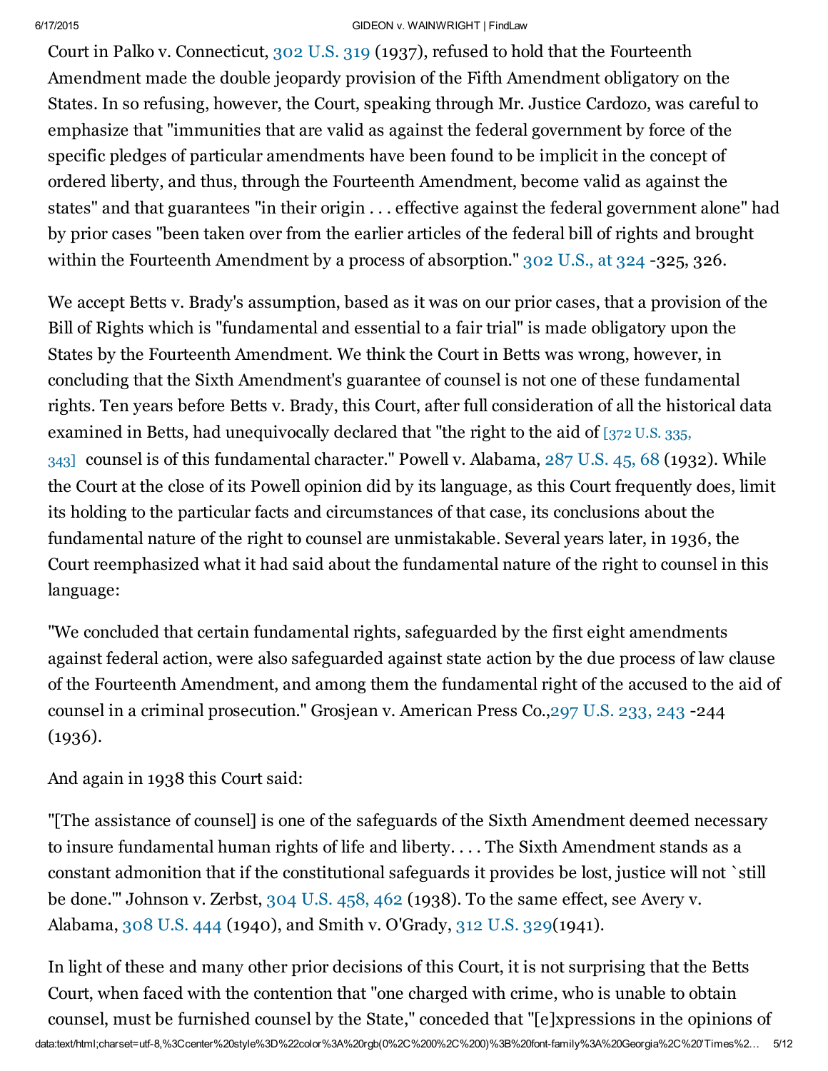Court in Palko v. Connecticut, 302 U.S. 319 (1937), refused to hold that the Fourteenth Amendment made the double jeopardy provision of the Fifth Amendment obligatory on the States. In so refusing, however, the Court, speaking through Mr. Justice Cardozo, was careful to emphasize that "immunities that are valid as against the federal government by force of the specific pledges of particular amendments have been found to be implicit in the concept of ordered liberty, and thus, through the Fourteenth Amendment, become valid as against the states" and that guarantees "in their origin . . . effective against the federal government alone" had by prior cases "been taken over from the earlier articles of the federal bill of rights and brought within the Fourteenth Amendment by a process of absorption." 302 U.S., at 324 -325, 326.

We accept Betts v. Brady's assumption, based as it was on our prior cases, that a provision of the Bill of Rights which is "fundamental and essential to a fair trial" is made obligatory upon the States by the Fourteenth Amendment. We think the Court in Betts was wrong, however, in concluding that the Sixth Amendment's guarantee of counsel is not one of these fundamental rights. Ten years before Betts v. Brady, this Court, after full consideration of all the historical data examined in Betts, had unequivocally declared that "the right to the aid of [372 U.S. 335, 343] counsel is of this fundamental character." Powell v. Alabama, 287 U.S. 45, 68 (1932). While the Court at the close of its Powell opinion did by its language, as this Court frequently does, limit its holding to the particular facts and circumstances of that case, its conclusions about the fundamental nature of the right to counsel are unmistakable. Several years later, in 1936, the Court reemphasized what it had said about the fundamental nature of the right to counsel in this language:

"We concluded that certain fundamental rights, safeguarded by the first eight amendments against federal action, were also safeguarded against state action by the due process of law clause of the Fourteenth Amendment, and among them the fundamental right of the accused to the aid of counsel in a criminal prosecution." Grosjean v. American Press Co.,297 U.S. 233, 243 -244 (1936).

And again in 1938 this Court said:

"[The assistance of counsel] is one of the safeguards of the Sixth Amendment deemed necessary to insure fundamental human rights of life and liberty. . . . The Sixth Amendment stands as a constant admonition that if the constitutional safeguards it provides be lost, justice will not `still be done.'" Johnson v. Zerbst, 304 U.S. 458, 462 (1938). To the same effect, see Avery v. Alabama, 308 U.S. 444 (1940), and Smith v. O'Grady, 312 U.S. 329(1941).

In light of these and many other prior decisions of this Court, it is not surprising that the Betts Court, when faced with the contention that "one charged with crime, who is unable to obtain counsel, must be furnished counsel by the State," conceded that "[e]xpressions in the opinions of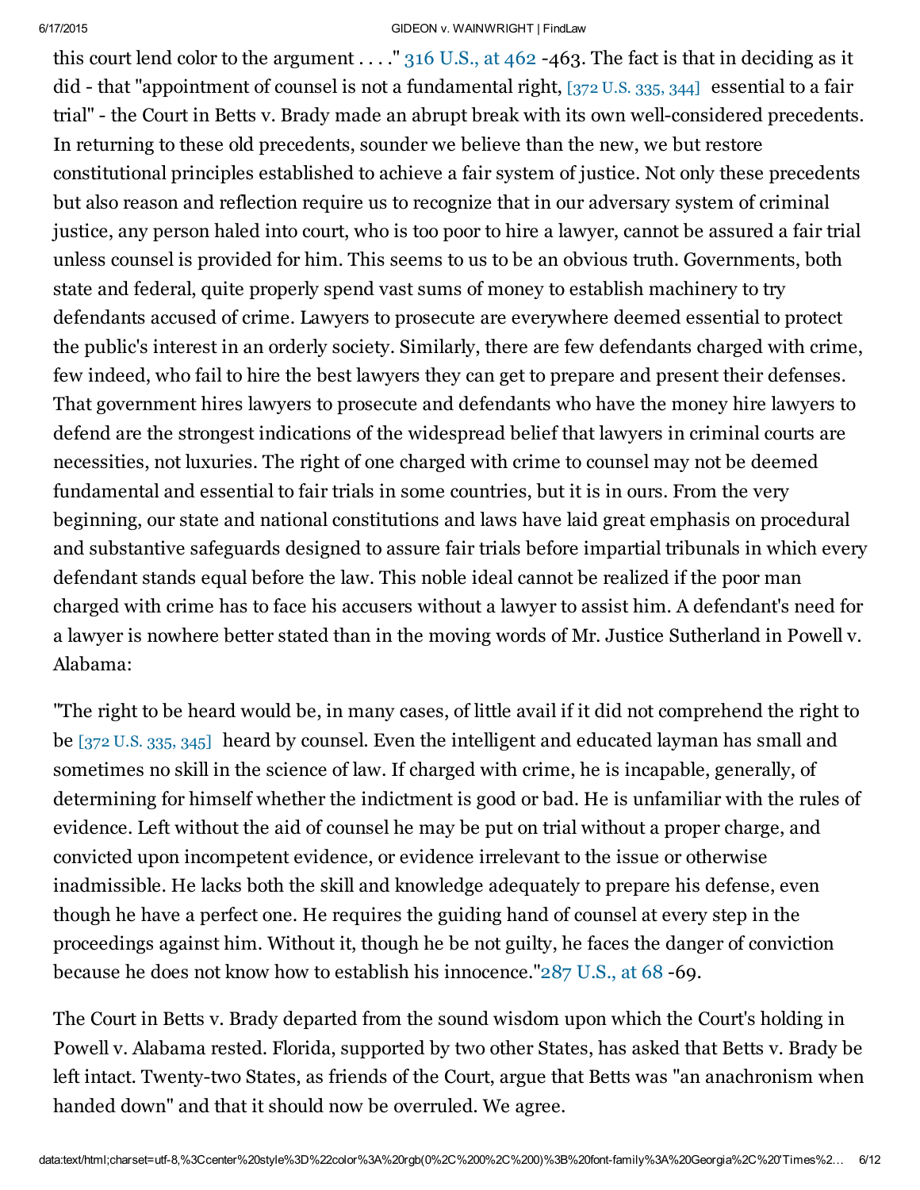this court lend color to the argument . . . ." 316 U.S., at 462 -463. The fact is that in deciding as it did - that "appointment of counsel is not a fundamental right, [372 U.S. 335, 344] essential to a fair trial" - the Court in Betts v. Brady made an abrupt break with its own well-considered precedents. In returning to these old precedents, sounder we believe than the new, we but restore constitutional principles established to achieve a fair system of justice. Not only these precedents but also reason and reflection require us to recognize that in our adversary system of criminal justice, any person haled into court, who is too poor to hire a lawyer, cannot be assured a fair trial unless counsel is provided for him. This seems to us to be an obvious truth. Governments, both state and federal, quite properly spend vast sums of money to establish machinery to try defendants accused of crime. Lawyers to prosecute are everywhere deemed essential to protect the public's interest in an orderly society. Similarly, there are few defendants charged with crime, few indeed, who fail to hire the best lawyers they can get to prepare and present their defenses. That government hires lawyers to prosecute and defendants who have the money hire lawyers to defend are the strongest indications of the widespread belief that lawyers in criminal courts are necessities, not luxuries. The right of one charged with crime to counsel may not be deemed fundamental and essential to fair trials in some countries, but it is in ours. From the very beginning, our state and national constitutions and laws have laid great emphasis on procedural and substantive safeguards designed to assure fair trials before impartial tribunals in which every defendant stands equal before the law. This noble ideal cannot be realized if the poor man charged with crime has to face his accusers without a lawyer to assist him. A defendant's need for a lawyer is nowhere better stated than in the moving words of Mr. Justice Sutherland in Powell v. Alabama:

"The right to be heard would be, in many cases, of little avail if it did not comprehend the right to be [372 U.S. 335, 345] heard by counsel. Even the intelligent and educated layman has small and sometimes no skill in the science of law. If charged with crime, he is incapable, generally, of determining for himself whether the indictment is good or bad. He is unfamiliar with the rules of evidence. Left without the aid of counsel he may be put on trial without a proper charge, and convicted upon incompetent evidence, or evidence irrelevant to the issue or otherwise inadmissible. He lacks both the skill and knowledge adequately to prepare his defense, even though he have a perfect one. He requires the guiding hand of counsel at every step in the proceedings against him. Without it, though he be not guilty, he faces the danger of conviction because he does not know how to establish his innocence."287 U.S., at 68 -69.

The Court in Betts v. Brady departed from the sound wisdom upon which the Court's holding in Powell v. Alabama rested. Florida, supported by two other States, has asked that Betts v. Brady be left intact. Twenty-two States, as friends of the Court, argue that Betts was "an anachronism when handed down" and that it should now be overruled. We agree.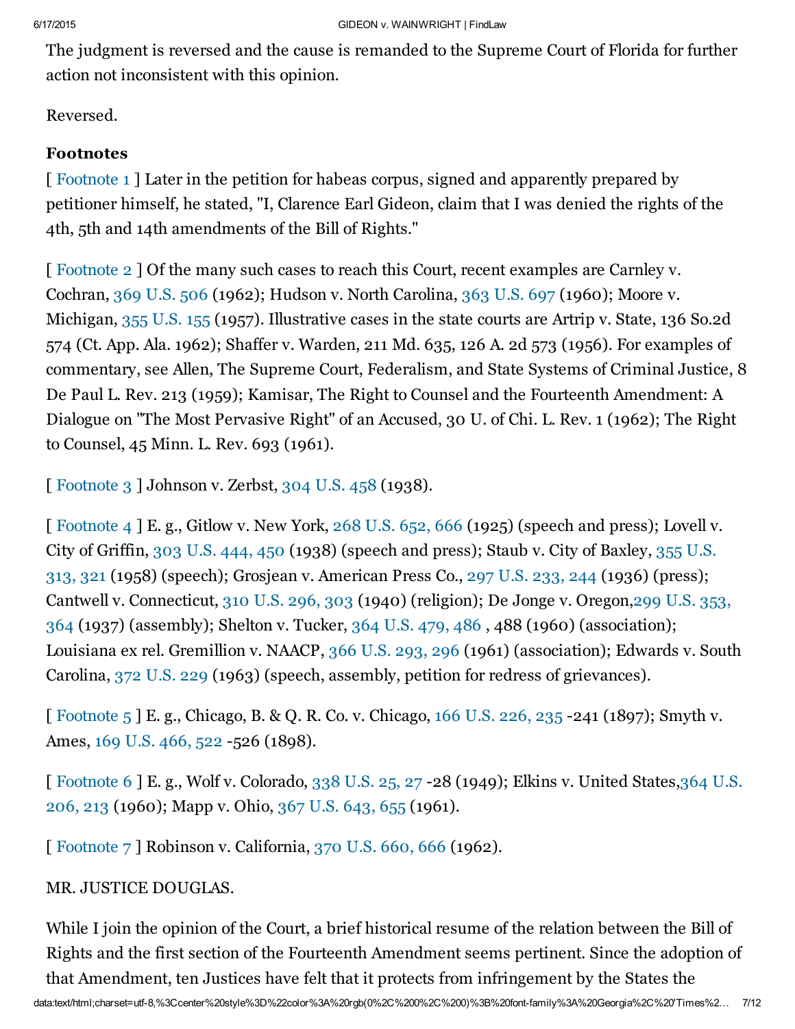The judgment is reversed and the cause is remanded to the Supreme Court of Florida for further action not inconsistent with this opinion.

Reversed.

**Footnotes**

[ Footnote 1 ] Later in the petition for habeas corpus, signed and apparently prepared by petitioner himself, he stated, "I, Clarence Earl Gideon, claim that I was denied the rights of the 4th, 5th and 14th amendments of the Bill of Rights."

[ Footnote 2 ] Of the many such cases to reach this Court, recent examples are Carnley v. Cochran, 369 U.S. 506 (1962); Hudson v. North Carolina, 363 U.S. 697 (1960); Moore v. Michigan, 355 U.S. 155 (1957). Illustrative cases in the state courts are Artrip v. State, 136 So.2d 574 (Ct. App. Ala. 1962); Shaffer v. Warden, 211 Md. 635, 126 A. 2d 573 (1956). For examples of commentary, see Allen, The Supreme Court, Federalism, and State Systems of Criminal Justice, 8 De Paul L. Rev. 213 (1959); Kamisar, The Right to Counsel and the Fourteenth Amendment: A Dialogue on "The Most Pervasive Right" of an Accused, 30 U. of Chi. L. Rev. 1 (1962); The Right to Counsel, 45 Minn. L. Rev. 693 (1961).

[ Footnote 3 ] Johnson v. Zerbst, 304 U.S. 458 (1938).

[ Footnote 4 ] E. g., Gitlow v. New York, 268 U.S. 652, 666 (1925) (speech and press); Lovell v. City of Griffin, 303 U.S. 444, 450 (1938) (speech and press); Staub v. City of Baxley, 355 U.S. 313, 321 (1958) (speech); Grosjean v. American Press Co., 297 U.S. 233, 244 (1936) (press); Cantwell v. Connecticut, 310 U.S. 296, 303 (1940) (religion); De Jonge v. Oregon, 299 U.S. 353, 364 (1937) (assembly); Shelton v. Tucker, 364 U.S. 479, 486 , 488 (1960) (association); Louisiana ex rel. Gremillion v. NAACP, 366 U.S. 293, 296 (1961) (association); Edwards v. South Carolina, 372 U.S. 229 (1963) (speech, assembly, petition for redress of grievances).

[ Footnote 5 ] E. g., Chicago, B. & Q. R. Co. v. Chicago, 166 U.S. 226, 235 -241 (1897); Smyth v. Ames, 169 U.S. 466, 522 -526 (1898).

[ Footnote 6 ] E. g., Wolf v. Colorado, 338 U.S. 25, 27 -28 (1949); Elkins v. United States, 364 U.S. 206, 213 (1960); Mapp v. Ohio, 367 U.S. 643, 655 (1961).

[ Footnote 7 ] Robinson v. California, 370 U.S. 660, 666 (1962).

MR. JUSTICE DOUGLAS.

While I join the opinion of the Court, a brief historical resume of the relation between the Bill of Rights and the first section of the Fourteenth Amendment seems pertinent. Since the adoption of that Amendment, ten Justices have felt that it protects from infringement by the States the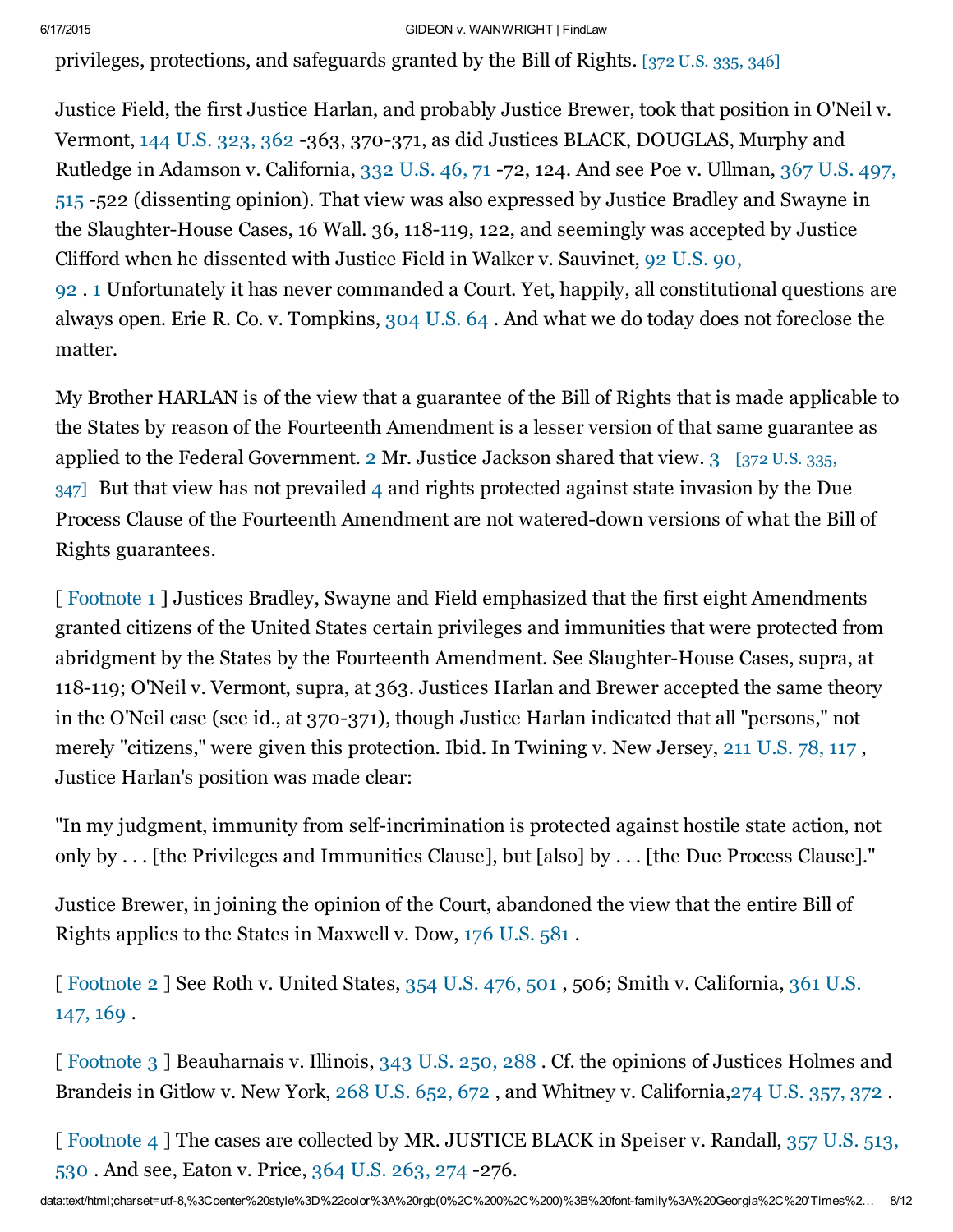privileges, protections, and safeguards granted by the Bill of Rights. [372 U.S. 335, 346]

Justice Field, the first Justice Harlan, and probably Justice Brewer, took that position in O'Neil v. Vermont, 144 U.S. 323, 362 -363, 370-371, as did Justices BLACK, DOUGLAS, Murphy and Rutledge in Adamson v. California, 332 U.S. 46, 71 -72, 124. And see Poe v. Ullman, 367 U.S. 497, 515 -522 (dissenting opinion). That view was also expressed by Justice Bradley and Swayne in the Slaughter-House Cases, 16 Wall. 36, 118-119, 122, and seemingly was accepted by Justice Clifford when he dissented with Justice Field in Walker v. Sauvinet, 92 U.S. 90, 92 . 1 Unfortunately it has never commanded a Court. Yet, happily, all constitutional questions are always open. Erie R. Co. v. Tompkins, 304 U.S. 64 . And what we do today does not foreclose the matter.

My Brother HARLAN is of the view that a guarantee of the Bill of Rights that is made applicable to the States by reason of the Fourteenth Amendment is a lesser version of that same guarantee as applied to the Federal Government. 2 Mr. Justice Jackson shared that view. 3 [372 U.S. 335, 347] But that view has not prevailed 4 and rights protected against state invasion by the Due Process Clause of the Fourteenth Amendment are not watered-down versions of what the Bill of Rights guarantees.

[ Footnote 1 ] Justices Bradley, Swayne and Field emphasized that the first eight Amendments granted citizens of the United States certain privileges and immunities that were protected from abridgment by the States by the Fourteenth Amendment. See Slaughter-House Cases, supra, at 118-119; O'Neil v. Vermont, supra, at 363. Justices Harlan and Brewer accepted the same theory in the O'Neil case (see id., at 370-371), though Justice Harlan indicated that all "persons," not merely "citizens," were given this protection. Ibid. In Twining v. New Jersey, 211 U.S. 78, 117 , Justice Harlan's position was made clear:

"In my judgment, immunity from self-incrimination is protected against hostile state action, not only by . . . [the Privileges and Immunities Clause], but [also] by . . . [the Due Process Clause]."

Justice Brewer, in joining the opinion of the Court, abandoned the view that the entire Bill of Rights applies to the States in Maxwell v. Dow, 176 U.S. 581 .

[ Footnote 2 ] See Roth v. United States, 354 U.S. 476, 501 , 506; Smith v. California, 361 U.S. 147, 169 .

[ Footnote 3 ] Beauharnais v. Illinois, 343 U.S. 250, 288 . Cf. the opinions of Justices Holmes and Brandeis in Gitlow v. New York, 268 U.S. 652, 672 , and Whitney v. California,274 U.S. 357, 372 .

[ Footnote 4 ] The cases are collected by MR. JUSTICE BLACK in Speiser v. Randall, 357 U.S. 513, 530 . And see, Eaton v. Price, 364 U.S. 263, 274 -276.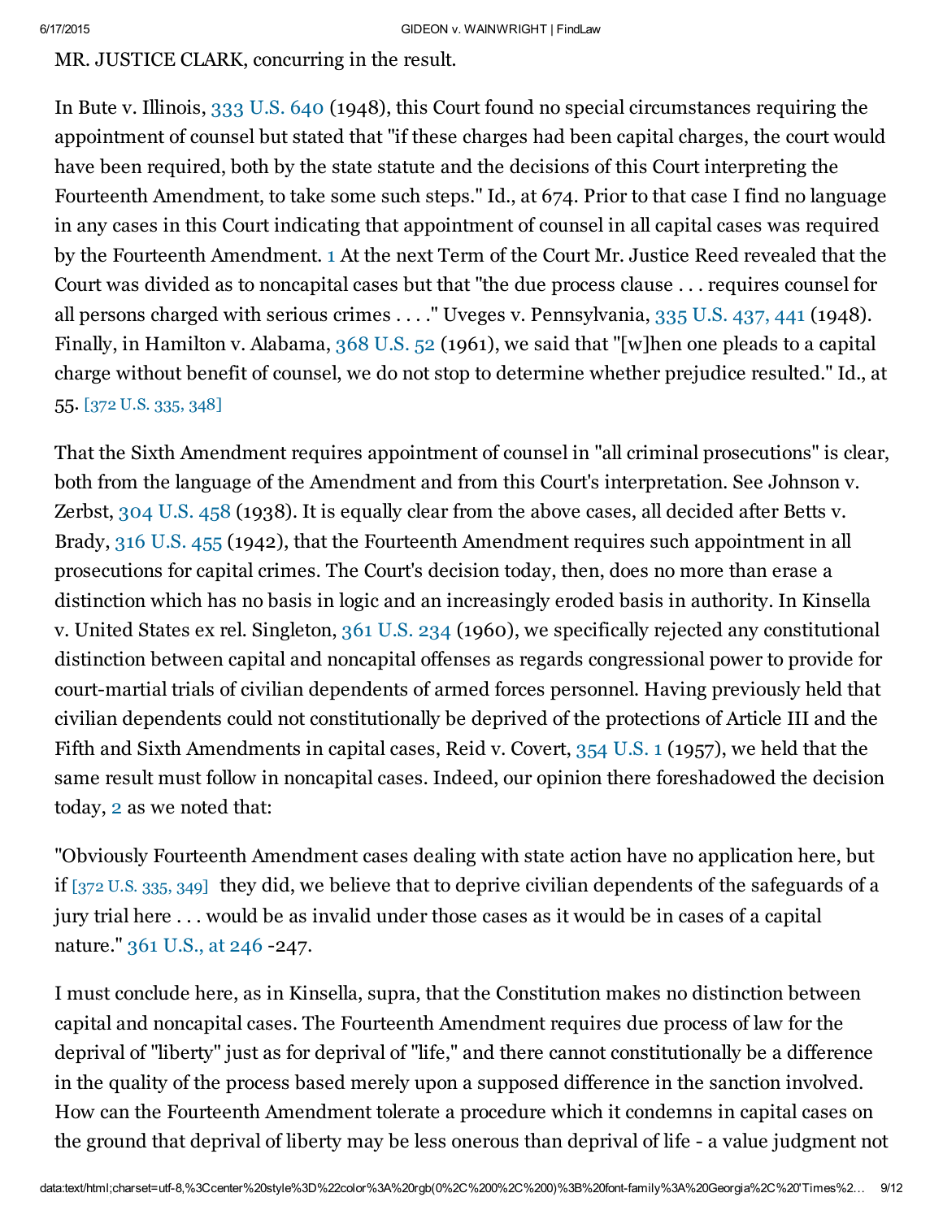MR. JUSTICE CLARK, concurring in the result.

In Bute v. Illinois, 333 U.S. 640 (1948), this Court found no special circumstances requiring the appointment of counsel but stated that "if these charges had been capital charges, the court would have been required, both by the state statute and the decisions of this Court interpreting the Fourteenth Amendment, to take some such steps." Id., at 674. Prior to that case I find no language in any cases in this Court indicating that appointment of counsel in all capital cases was required by the Fourteenth Amendment. 1 At the next Term of the Court Mr. Justice Reed revealed that the Court was divided as to noncapital cases but that "the due process clause . . . requires counsel for all persons charged with serious crimes . . . ." Uveges v. Pennsylvania, 335 U.S. 437, 441 (1948). Finally, in Hamilton v. Alabama, 368 U.S. 52 (1961), we said that "[w]hen one pleads to a capital charge without benefit of counsel, we do not stop to determine whether prejudice resulted." Id., at 55. [372 U.S. 335, 348]

That the Sixth Amendment requires appointment of counsel in "all criminal prosecutions" is clear, both from the language of the Amendment and from this Court's interpretation. See Johnson v. Zerbst, 304 U.S. 458 (1938). It is equally clear from the above cases, all decided after Betts v. Brady, 316 U.S. 455 (1942), that the Fourteenth Amendment requires such appointment in all prosecutions for capital crimes. The Court's decision today, then, does no more than erase a distinction which has no basis in logic and an increasingly eroded basis in authority. In Kinsella v. United States ex rel. Singleton, 361 U.S. 234 (1960), we specifically rejected any constitutional distinction between capital and noncapital offenses as regards congressional power to provide for court-martial trials of civilian dependents of armed forces personnel. Having previously held that civilian dependents could not constitutionally be deprived of the protections of Article III and the Fifth and Sixth Amendments in capital cases, Reid v. Covert, 354 U.S. 1 (1957), we held that the same result must follow in noncapital cases. Indeed, our opinion there foreshadowed the decision today, 2 as we noted that:

"Obviously Fourteenth Amendment cases dealing with state action have no application here, but if [372 U.S. 335, 349] they did, we believe that to deprive civilian dependents of the safeguards of a jury trial here . . . would be as invalid under those cases as it would be in cases of a capital nature." 361 U.S., at 246 -247.

I must conclude here, as in Kinsella, supra, that the Constitution makes no distinction between capital and noncapital cases. The Fourteenth Amendment requires due process of law for the deprival of "liberty" just as for deprival of "life," and there cannot constitutionally be a difference in the quality of the process based merely upon a supposed difference in the sanction involved. How can the Fourteenth Amendment tolerate a procedure which it condemns in capital cases on the ground that deprival of liberty may be less onerous than deprival of life - a value judgment not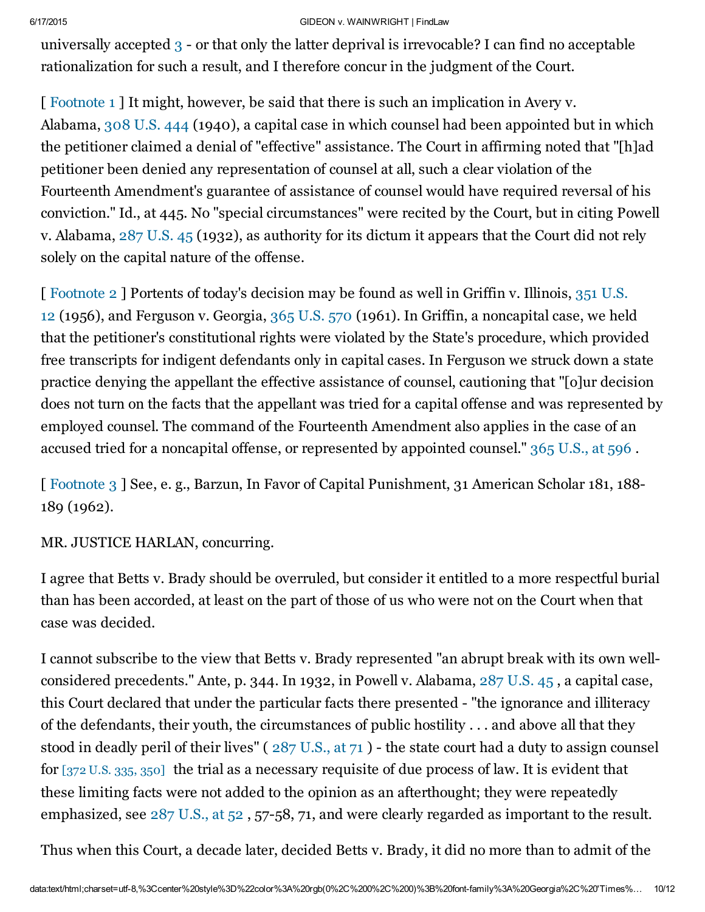universally accepted 3 - or that only the latter deprival is irrevocable? I can find no acceptable rationalization for such a result, and I therefore concur in the judgment of the Court.

[ Footnote 1 ] It might, however, be said that there is such an implication in Avery v. Alabama, 308 U.S. 444 (1940), a capital case in which counsel had been appointed but in which the petitioner claimed a denial of "effective" assistance. The Court in affirming noted that "[h]ad petitioner been denied any representation of counsel at all, such a clear violation of the Fourteenth Amendment's guarantee of assistance of counsel would have required reversal of his conviction." Id., at 445. No "special circumstances" were recited by the Court, but in citing Powell v. Alabama, 287 U.S. 45 (1932), as authority for its dictum it appears that the Court did not rely solely on the capital nature of the offense.

[ Footnote 2 ] Portents of today's decision may be found as well in Griffin v. Illinois, 351 U.S. 12 (1956), and Ferguson v. Georgia, 365 U.S. 570 (1961). In Griffin, a noncapital case, we held that the petitioner's constitutional rights were violated by the State's procedure, which provided free transcripts for indigent defendants only in capital cases. In Ferguson we struck down a state practice denying the appellant the effective assistance of counsel, cautioning that "[o]ur decision does not turn on the facts that the appellant was tried for a capital offense and was represented by employed counsel. The command of the Fourteenth Amendment also applies in the case of an accused tried for a noncapital offense, or represented by appointed counsel." 365 U.S., at 596 .

[ Footnote 3 ] See, e. g., Barzun, In Favor of Capital Punishment, 31 American Scholar 181, 188-189 (1962).

MR. JUSTICE HARLAN, concurring.

I agree that Betts v. Brady should be overruled, but consider it entitled to a more respectful burial than has been accorded, at least on the part of those of us who were not on the Court when that case was decided.

I cannot subscribe to the view that Betts v. Brady represented "an abrupt break with its own well-considered precedents." Ante, p. 344. In 1932, in Powell v. Alabama, 287 U.S. 45 , a capital case, this Court declared that under the particular facts there presented - "the ignorance and illiteracy of the defendants, their youth, the circumstances of public hostility . . . and above all that they stood in deadly peril of their lives" ( 287 U.S., at 71 ) - the state court had a duty to assign counsel for [372 U.S. 335, 350] the trial as a necessary requisite of due process of law. It is evident that these limiting facts were not added to the opinion as an afterthought; they were repeatedly emphasized, see 287 U.S., at 52 , 57-58, 71, and were clearly regarded as important to the result.

Thus when this Court, a decade later, decided Betts v. Brady, it did no more than to admit of the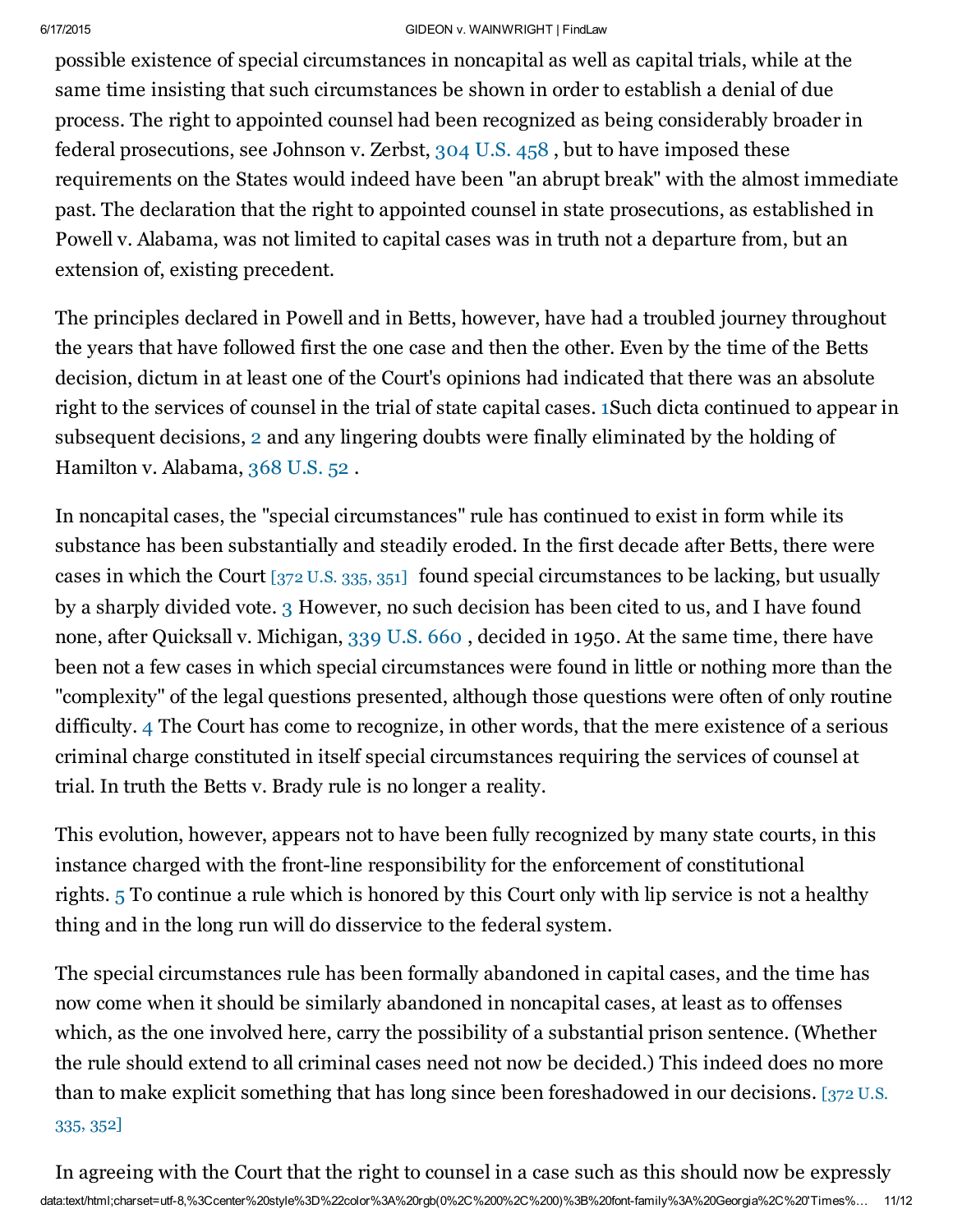possible existence of special circumstances in noncapital as well as capital trials, while at the same time insisting that such circumstances be shown in order to establish a denial of due process. The right to appointed counsel had been recognized as being considerably broader in federal prosecutions, see Johnson v. Zerbst, 304 U.S. 458 , but to have imposed these requirements on the States would indeed have been "an abrupt break" with the almost immediate past. The declaration that the right to appointed counsel in state prosecutions, as established in Powell v. Alabama, was not limited to capital cases was in truth not a departure from, but an extension of, existing precedent.

The principles declared in Powell and in Betts, however, have had a troubled journey throughout the years that have followed first the one case and then the other. Even by the time of the Betts decision, dictum in at least one of the Court's opinions had indicated that there was an absolute right to the services of counsel in the trial of state capital cases. [1] Such dicta continued to appear in subsequent decisions, [2] and any lingering doubts were finally eliminated by the holding of Hamilton v. Alabama, 368 U.S. 52 .

In noncapital cases, the "special circumstances" rule has continued to exist in form while its substance has been substantially and steadily eroded. In the first decade after Betts, there were cases in which the Court [372 U.S. 335, 351] found special circumstances to be lacking, but usually by a sharply divided vote. [3] However, no such decision has been cited to us, and I have found none, after Quicksall v. Michigan, 339 U.S. 660 , decided in 1950. At the same time, there have been not a few cases in which special circumstances were found in little or nothing more than the "complexity" of the legal questions presented, although those questions were often of only routine difficulty. [4] The Court has come to recognize, in other words, that the mere existence of a serious criminal charge constituted in itself special circumstances requiring the services of counsel at trial. In truth the Betts v. Brady rule is no longer a reality.

This evolution, however, appears not to have been fully recognized by many state courts, in this instance charged with the front-line responsibility for the enforcement of constitutional rights. [5] To continue a rule which is honored by this Court only with lip service is not a healthy thing and in the long run will do disservice to the federal system.

The special circumstances rule has been formally abandoned in capital cases, and the time has now come when it should be similarly abandoned in noncapital cases, at least as to offenses which, as the one involved here, carry the possibility of a substantial prison sentence. (Whether the rule should extend to all criminal cases need not now be decided.) This indeed does no more than to make explicit something that has long since been foreshadowed in our decisions. [372 U.S. 335, 352]

In agreeing with the Court that the right to counsel in a case such as this should now be expressly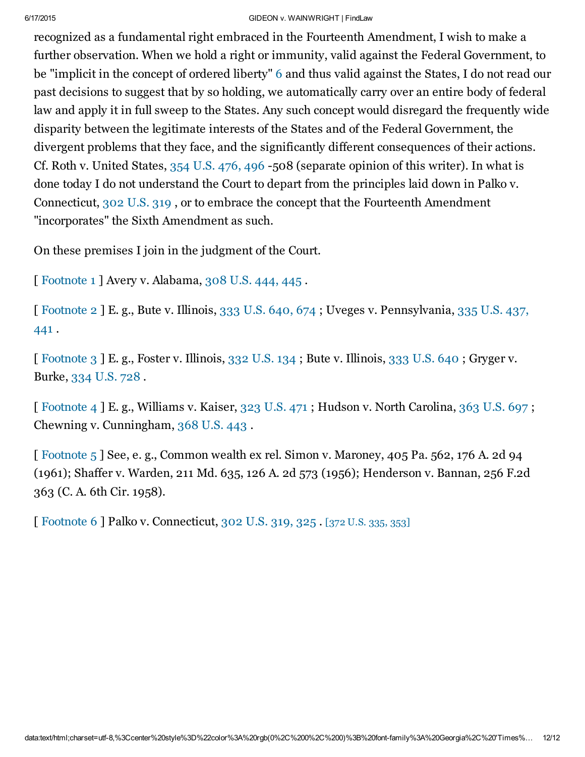recognized as a fundamental right embraced in the Fourteenth Amendment, I wish to make a further observation. When we hold a right or immunity, valid against the Federal Government, to be "implicit in the concept of ordered liberty" 6 and thus valid against the States, I do not read our past decisions to suggest that by so holding, we automatically carry over an entire body of federal law and apply it in full sweep to the States. Any such concept would disregard the frequently wide disparity between the legitimate interests of the States and of the Federal Government, the divergent problems that they face, and the significantly different consequences of their actions. Cf. Roth v. United States, 354 U.S. 476, 496 -508 (separate opinion of this writer). In what is done today I do not understand the Court to depart from the principles laid down in Palko v. Connecticut, 302 U.S. 319 , or to embrace the concept that the Fourteenth Amendment "incorporates" the Sixth Amendment as such.

On these premises I join in the judgment of the Court.

[ Footnote 1 ] Avery v. Alabama, 308 U.S. 444, 445 .

[ Footnote 2 ] E. g., Bute v. Illinois, 333 U.S. 640, 674 ; Uveges v. Pennsylvania, 335 U.S. 437, 441 .

[ Footnote 3 ] E. g., Foster v. Illinois, 332 U.S. 134 ; Bute v. Illinois, 333 U.S. 640 ; Gryger v. Burke, 334 U.S. 728 .

[ Footnote 4 ] E. g., Williams v. Kaiser, 323 U.S. 471 ; Hudson v. North Carolina, 363 U.S. 697 ; Chewning v. Cunningham, 368 U.S. 443 .

[ Footnote 5 ] See, e. g., Common wealth ex rel. Simon v. Maroney, 405 Pa. 562, 176 A. 2d 94 (1961); Shaffer v. Warden, 211 Md. 635, 126 A. 2d 573 (1956); Henderson v. Bannan, 256 F.2d 363 (C. A. 6th Cir. 1958).

[ Footnote 6 ] Palko v. Connecticut, 302 U.S. 319, 325 . [372 U.S. 335, 353]